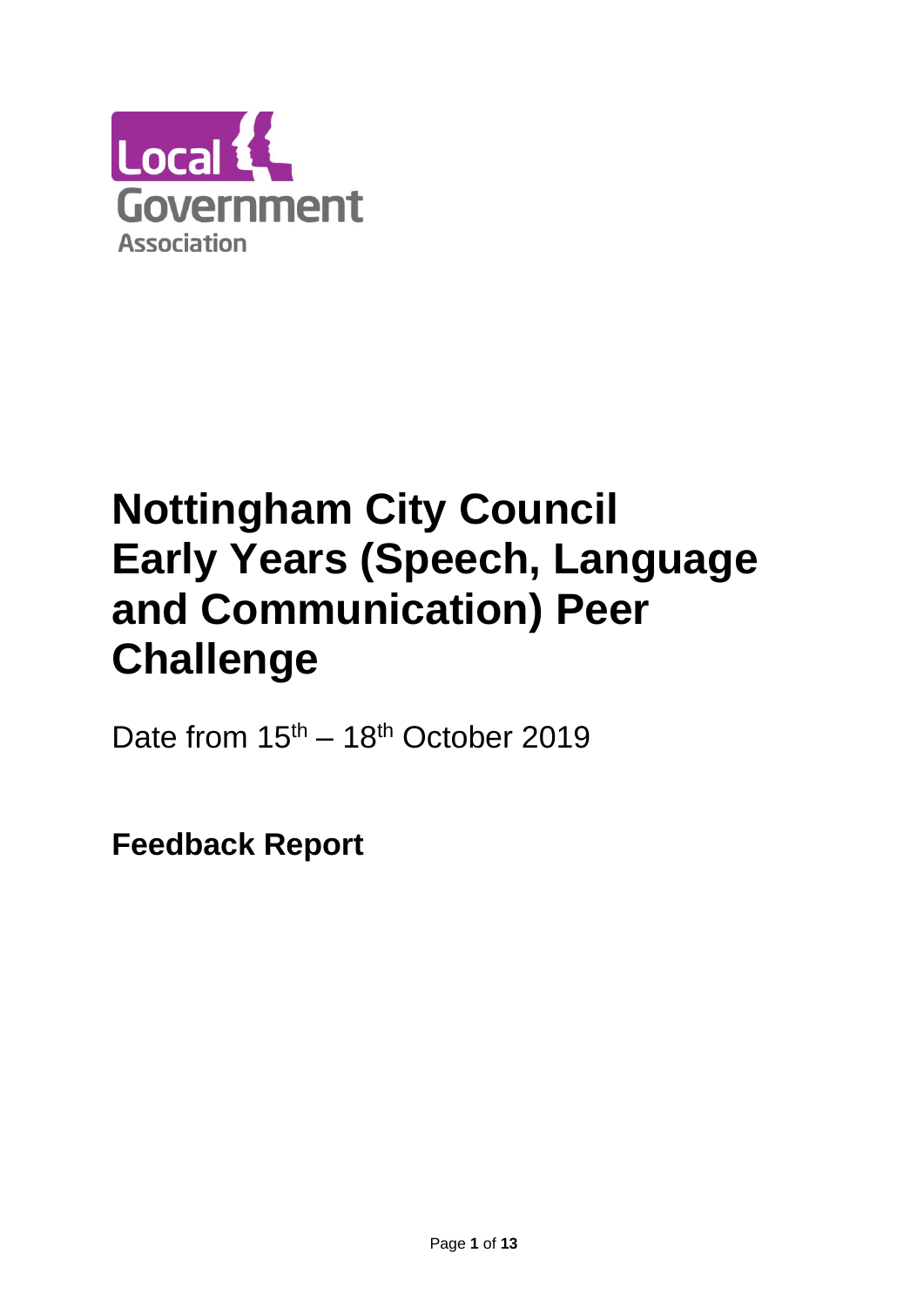Local Government Association

# Nottingham City Council Early Years (Speech, Language and Communication) Peer Challenge

Date from 15th – 18th October 2019

**Feedback Report**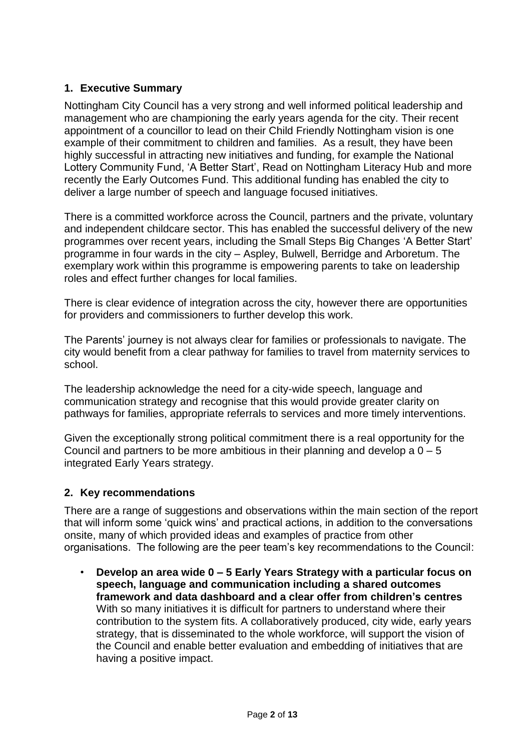## 1. Executive Summary

Nottingham City Council has a very strong and well informed political leadership and management who are championing the early years agenda for the city. Their recent appointment of a councillor to lead on their Child Friendly Nottingham vision is one example of their commitment to children and families. As a result, they have been highly successful in attracting new initiatives and funding, for example the National Lottery Community Fund, 'A Better Start', Read on Nottingham Literacy Hub and more recently the Early Outcomes Fund. This additional funding has enabled the city to deliver a large number of speech and language focused initiatives.

There is a committed workforce across the Council, partners and the private, voluntary and independent childcare sector. This has enabled the successful delivery of the new programmes over recent years, including the Small Steps Big Changes 'A Better Start' programme in four wards in the city – Aspley, Bulwell, Berridge and Arboretum. The exemplary work within this programme is empowering parents to take on leadership roles and effect further changes for local families.

There is clear evidence of integration across the city, however there are opportunities for providers and commissioners to further develop this work.

The Parents' journey is not always clear for families or professionals to navigate. The city would benefit from a clear pathway for families to travel from maternity services to school.

The leadership acknowledge the need for a city-wide speech, language and communication strategy and recognise that this would provide greater clarity on pathways for families, appropriate referrals to services and more timely interventions.

Given the exceptionally strong political commitment there is a real opportunity for the Council and partners to be more ambitious in their planning and develop a 0 – 5 integrated Early Years strategy.

## 2. Key recommendations

There are a range of suggestions and observations within the main section of the report that will inform some 'quick wins' and practical actions, in addition to the conversations onsite, many of which provided ideas and examples of practice from other organisations. The following are the peer team's key recommendations to the Council:

- **Develop an area wide 0 – 5 Early Years Strategy with a particular focus on speech, language and communication including a shared outcomes framework and data dashboard and a clear offer from children's centres**
  With so many initiatives it is difficult for partners to understand where their contribution to the system fits. A collaboratively produced, city wide, early years strategy, that is disseminated to the whole workforce, will support the vision of the Council and enable better evaluation and embedding of initiatives that are having a positive impact.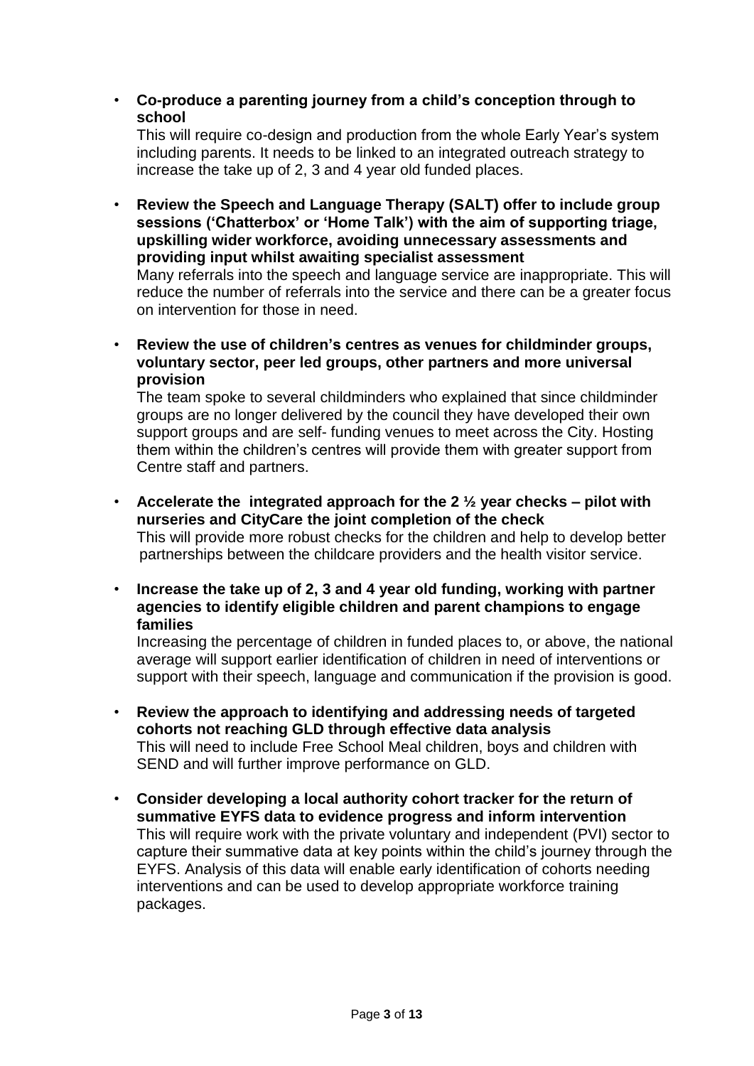- **Co-produce a parenting journey from a child's conception through to school**
  This will require co-design and production from the whole Early Year's system including parents. It needs to be linked to an integrated outreach strategy to increase the take up of 2, 3 and 4 year old funded places.

- **Review the Speech and Language Therapy (SALT) offer to include group sessions ('Chatterbox' or 'Home Talk') with the aim of supporting triage, upskilling wider workforce, avoiding unnecessary assessments and providing input whilst awaiting specialist assessment**
  Many referrals into the speech and language service are inappropriate. This will reduce the number of referrals into the service and there can be a greater focus on intervention for those in need.

- **Review the use of children's centres as venues for childminder groups, voluntary sector, peer led groups, other partners and more universal provision**
  The team spoke to several childminders who explained that since childminder groups are no longer delivered by the council they have developed their own support groups and are self- funding venues to meet across the City. Hosting them within the children's centres will provide them with greater support from Centre staff and partners.

- **Accelerate the integrated approach for the 2 ½ year checks – pilot with nurseries and CityCare the joint completion of the check**
  This will provide more robust checks for the children and help to develop better partnerships between the childcare providers and the health visitor service.

- **Increase the take up of 2, 3 and 4 year old funding, working with partner agencies to identify eligible children and parent champions to engage families**
  Increasing the percentage of children in funded places to, or above, the national average will support earlier identification of children in need of interventions or support with their speech, language and communication if the provision is good.

- **Review the approach to identifying and addressing needs of targeted cohorts not reaching GLD through effective data analysis**
  This will need to include Free School Meal children, boys and children with SEND and will further improve performance on GLD.

- **Consider developing a local authority cohort tracker for the return of summative EYFS data to evidence progress and inform intervention**
  This will require work with the private voluntary and independent (PVI) sector to capture their summative data at key points within the child's journey through the EYFS. Analysis of this data will enable early identification of cohorts needing interventions and can be used to develop appropriate workforce training packages.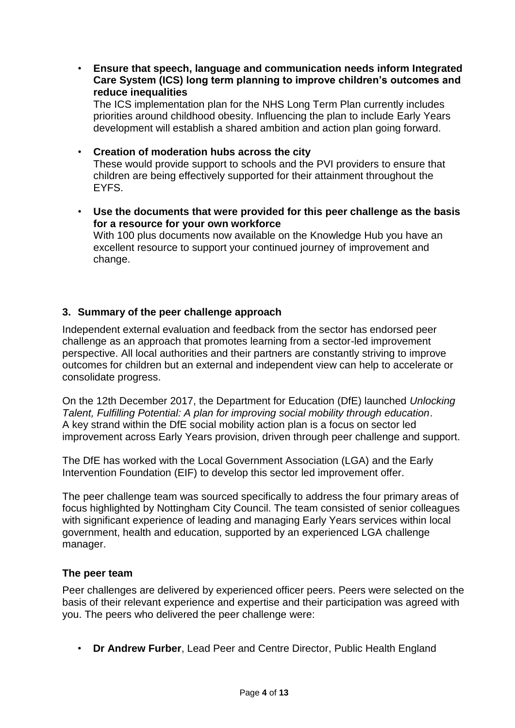- **Ensure that speech, language and communication needs inform Integrated Care System (ICS) long term planning to improve children's outcomes and reduce inequalities**
  The ICS implementation plan for the NHS Long Term Plan currently includes priorities around childhood obesity. Influencing the plan to include Early Years development will establish a shared ambition and action plan going forward.

- **Creation of moderation hubs across the city**
  These would provide support to schools and the PVI providers to ensure that children are being effectively supported for their attainment throughout the EYFS.

- **Use the documents that were provided for this peer challenge as the basis for a resource for your own workforce**
  With 100 plus documents now available on the Knowledge Hub you have an excellent resource to support your continued journey of improvement and change.

## 3. Summary of the peer challenge approach

Independent external evaluation and feedback from the sector has endorsed peer challenge as an approach that promotes learning from a sector-led improvement perspective. All local authorities and their partners are constantly striving to improve outcomes for children but an external and independent view can help to accelerate or consolidate progress.

On the 12th December 2017, the Department for Education (DfE) launched *Unlocking Talent, Fulfilling Potential: A plan for improving social mobility through education*. A key strand within the DfE social mobility action plan is a focus on sector led improvement across Early Years provision, driven through peer challenge and support.

The DfE has worked with the Local Government Association (LGA) and the Early Intervention Foundation (EIF) to develop this sector led improvement offer.

The peer challenge team was sourced specifically to address the four primary areas of focus highlighted by Nottingham City Council. The team consisted of senior colleagues with significant experience of leading and managing Early Years services within local government, health and education, supported by an experienced LGA challenge manager.

### The peer team

Peer challenges are delivered by experienced officer peers. Peers were selected on the basis of their relevant experience and expertise and their participation was agreed with you. The peers who delivered the peer challenge were:

- **Dr Andrew Furber**, Lead Peer and Centre Director, Public Health England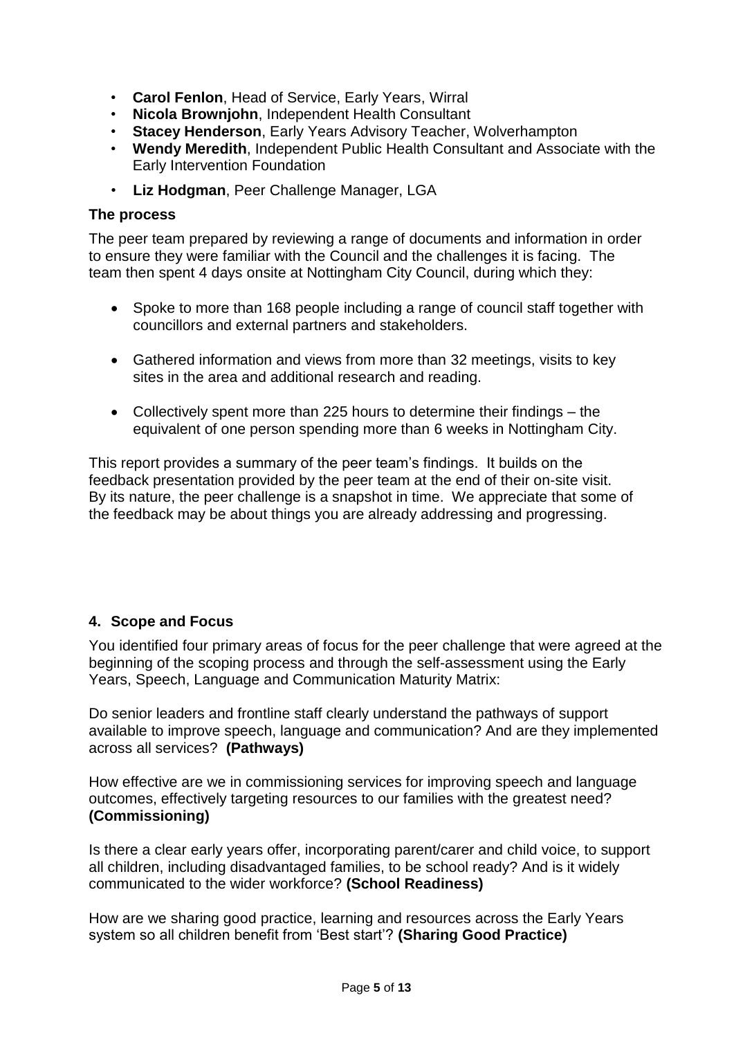- **Carol Fenlon**, Head of Service, Early Years, Wirral
- **Nicola Brownjohn**, Independent Health Consultant
- **Stacey Henderson**, Early Years Advisory Teacher, Wolverhampton
- **Wendy Meredith**, Independent Public Health Consultant and Associate with the Early Intervention Foundation
- **Liz Hodgman**, Peer Challenge Manager, LGA

### The process

The peer team prepared by reviewing a range of documents and information in order to ensure they were familiar with the Council and the challenges it is facing. The team then spent 4 days onsite at Nottingham City Council, during which they:

- Spoke to more than 168 people including a range of council staff together with councillors and external partners and stakeholders.
- Gathered information and views from more than 32 meetings, visits to key sites in the area and additional research and reading.
- Collectively spent more than 225 hours to determine their findings – the equivalent of one person spending more than 6 weeks in Nottingham City.

This report provides a summary of the peer team's findings. It builds on the feedback presentation provided by the peer team at the end of their on-site visit. By its nature, the peer challenge is a snapshot in time. We appreciate that some of the feedback may be about things you are already addressing and progressing.

## 4. Scope and Focus

You identified four primary areas of focus for the peer challenge that were agreed at the beginning of the scoping process and through the self-assessment using the Early Years, Speech, Language and Communication Maturity Matrix:

Do senior leaders and frontline staff clearly understand the pathways of support available to improve speech, language and communication? And are they implemented across all services? **(Pathways)**

How effective are we in commissioning services for improving speech and language outcomes, effectively targeting resources to our families with the greatest need? **(Commissioning)**

Is there a clear early years offer, incorporating parent/carer and child voice, to support all children, including disadvantaged families, to be school ready? And is it widely communicated to the wider workforce? **(School Readiness)**

How are we sharing good practice, learning and resources across the Early Years system so all children benefit from 'Best start'? **(Sharing Good Practice)**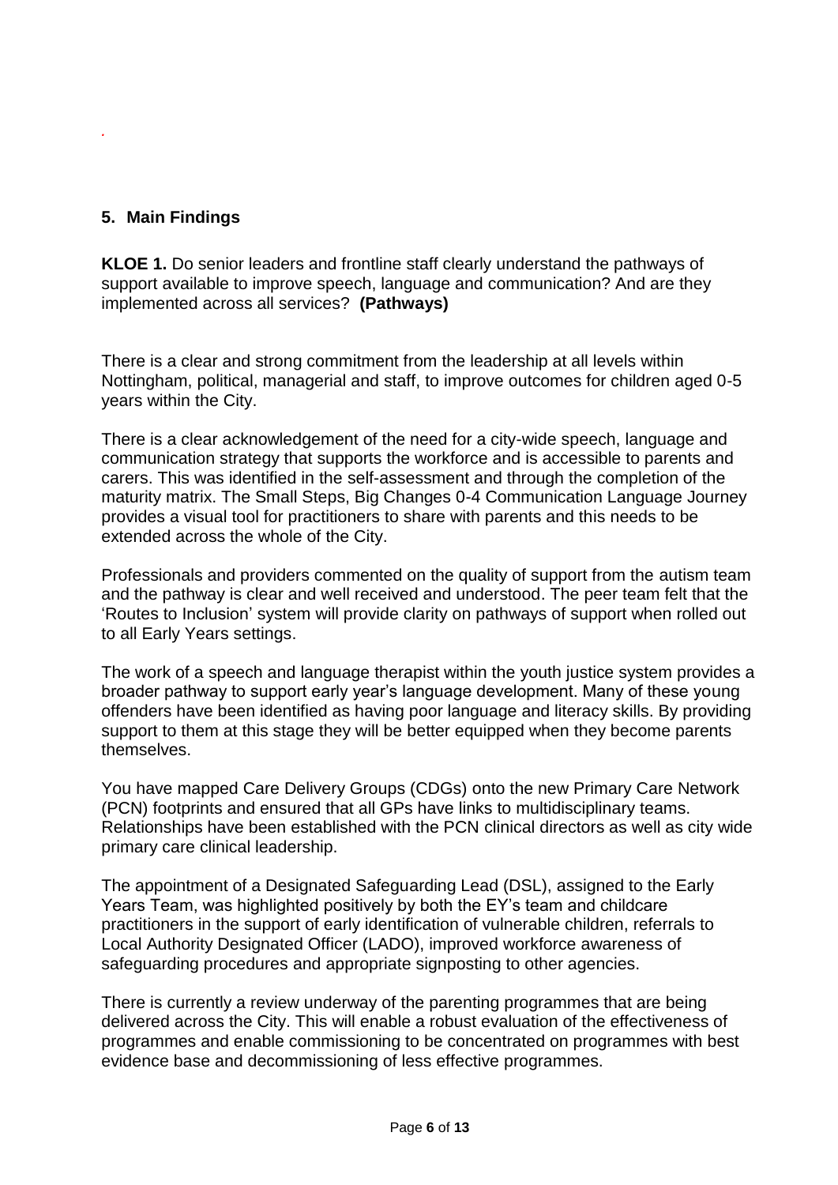## 5. Main Findings

**KLOE 1.** Do senior leaders and frontline staff clearly understand the pathways of support available to improve speech, language and communication? And are they implemented across all services? **(Pathways)**

There is a clear and strong commitment from the leadership at all levels within Nottingham, political, managerial and staff, to improve outcomes for children aged 0-5 years within the City.

There is a clear acknowledgement of the need for a city-wide speech, language and communication strategy that supports the workforce and is accessible to parents and carers. This was identified in the self-assessment and through the completion of the maturity matrix. The Small Steps, Big Changes 0-4 Communication Language Journey provides a visual tool for practitioners to share with parents and this needs to be extended across the whole of the City.

Professionals and providers commented on the quality of support from the autism team and the pathway is clear and well received and understood. The peer team felt that the 'Routes to Inclusion' system will provide clarity on pathways of support when rolled out to all Early Years settings.

The work of a speech and language therapist within the youth justice system provides a broader pathway to support early year's language development. Many of these young offenders have been identified as having poor language and literacy skills. By providing support to them at this stage they will be better equipped when they become parents themselves.

You have mapped Care Delivery Groups (CDGs) onto the new Primary Care Network (PCN) footprints and ensured that all GPs have links to multidisciplinary teams. Relationships have been established with the PCN clinical directors as well as city wide primary care clinical leadership.

The appointment of a Designated Safeguarding Lead (DSL), assigned to the Early Years Team, was highlighted positively by both the EY's team and childcare practitioners in the support of early identification of vulnerable children, referrals to Local Authority Designated Officer (LADO), improved workforce awareness of safeguarding procedures and appropriate signposting to other agencies.

There is currently a review underway of the parenting programmes that are being delivered across the City. This will enable a robust evaluation of the effectiveness of programmes and enable commissioning to be concentrated on programmes with best evidence base and decommissioning of less effective programmes.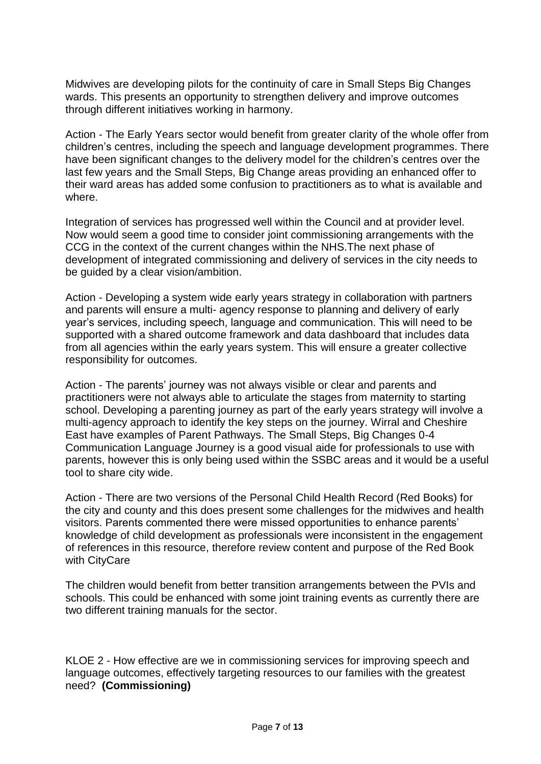Midwives are developing pilots for the continuity of care in Small Steps Big Changes wards. This presents an opportunity to strengthen delivery and improve outcomes through different initiatives working in harmony.

Action - The Early Years sector would benefit from greater clarity of the whole offer from children's centres, including the speech and language development programmes. There have been significant changes to the delivery model for the children's centres over the last few years and the Small Steps, Big Change areas providing an enhanced offer to their ward areas has added some confusion to practitioners as to what is available and where.

Integration of services has progressed well within the Council and at provider level. Now would seem a good time to consider joint commissioning arrangements with the CCG in the context of the current changes within the NHS.The next phase of development of integrated commissioning and delivery of services in the city needs to be guided by a clear vision/ambition.

Action - Developing a system wide early years strategy in collaboration with partners and parents will ensure a multi- agency response to planning and delivery of early year's services, including speech, language and communication. This will need to be supported with a shared outcome framework and data dashboard that includes data from all agencies within the early years system. This will ensure a greater collective responsibility for outcomes.

Action - The parents' journey was not always visible or clear and parents and practitioners were not always able to articulate the stages from maternity to starting school. Developing a parenting journey as part of the early years strategy will involve a multi-agency approach to identify the key steps on the journey. Wirral and Cheshire East have examples of Parent Pathways. The Small Steps, Big Changes 0-4 Communication Language Journey is a good visual aide for professionals to use with parents, however this is only being used within the SSBC areas and it would be a useful tool to share city wide.

Action - There are two versions of the Personal Child Health Record (Red Books) for the city and county and this does present some challenges for the midwives and health visitors. Parents commented there were missed opportunities to enhance parents' knowledge of child development as professionals were inconsistent in the engagement of references in this resource, therefore review content and purpose of the Red Book with CityCare

The children would benefit from better transition arrangements between the PVIs and schools. This could be enhanced with some joint training events as currently there are two different training manuals for the sector.

KLOE 2 - How effective are we in commissioning services for improving speech and language outcomes, effectively targeting resources to our families with the greatest need? **(Commissioning)**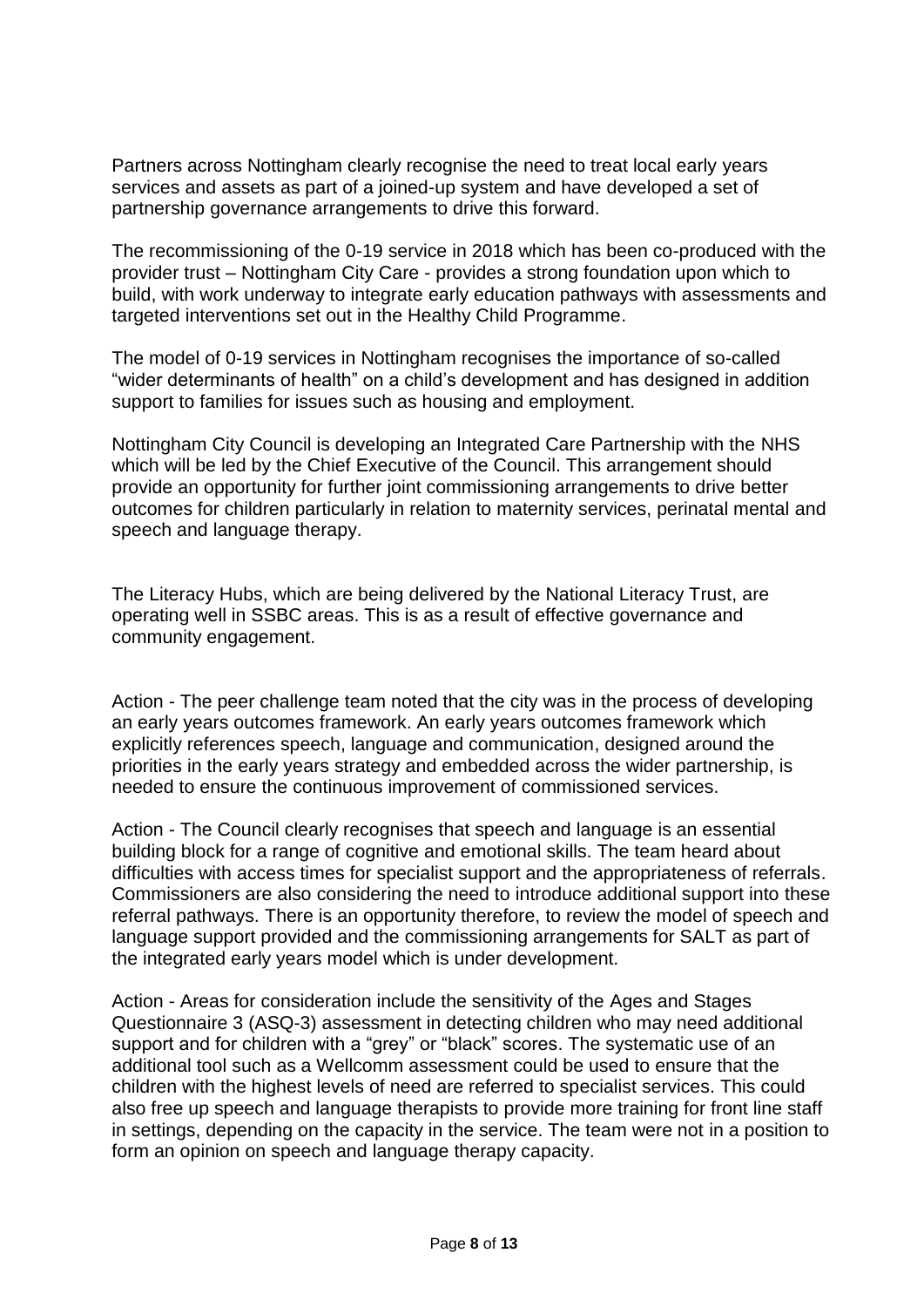Partners across Nottingham clearly recognise the need to treat local early years services and assets as part of a joined-up system and have developed a set of partnership governance arrangements to drive this forward.

The recommissioning of the 0-19 service in 2018 which has been co-produced with the provider trust – Nottingham City Care - provides a strong foundation upon which to build, with work underway to integrate early education pathways with assessments and targeted interventions set out in the Healthy Child Programme.

The model of 0-19 services in Nottingham recognises the importance of so-called "wider determinants of health" on a child's development and has designed in addition support to families for issues such as housing and employment.

Nottingham City Council is developing an Integrated Care Partnership with the NHS which will be led by the Chief Executive of the Council. This arrangement should provide an opportunity for further joint commissioning arrangements to drive better outcomes for children particularly in relation to maternity services, perinatal mental and speech and language therapy.

The Literacy Hubs, which are being delivered by the National Literacy Trust, are operating well in SSBC areas. This is as a result of effective governance and community engagement.

Action - The peer challenge team noted that the city was in the process of developing an early years outcomes framework. An early years outcomes framework which explicitly references speech, language and communication, designed around the priorities in the early years strategy and embedded across the wider partnership, is needed to ensure the continuous improvement of commissioned services.

Action - The Council clearly recognises that speech and language is an essential building block for a range of cognitive and emotional skills. The team heard about difficulties with access times for specialist support and the appropriateness of referrals. Commissioners are also considering the need to introduce additional support into these referral pathways. There is an opportunity therefore, to review the model of speech and language support provided and the commissioning arrangements for SALT as part of the integrated early years model which is under development.

Action - Areas for consideration include the sensitivity of the Ages and Stages Questionnaire 3 (ASQ-3) assessment in detecting children who may need additional support and for children with a "grey" or "black" scores. The systematic use of an additional tool such as a Wellcomm assessment could be used to ensure that the children with the highest levels of need are referred to specialist services. This could also free up speech and language therapists to provide more training for front line staff in settings, depending on the capacity in the service. The team were not in a position to form an opinion on speech and language therapy capacity.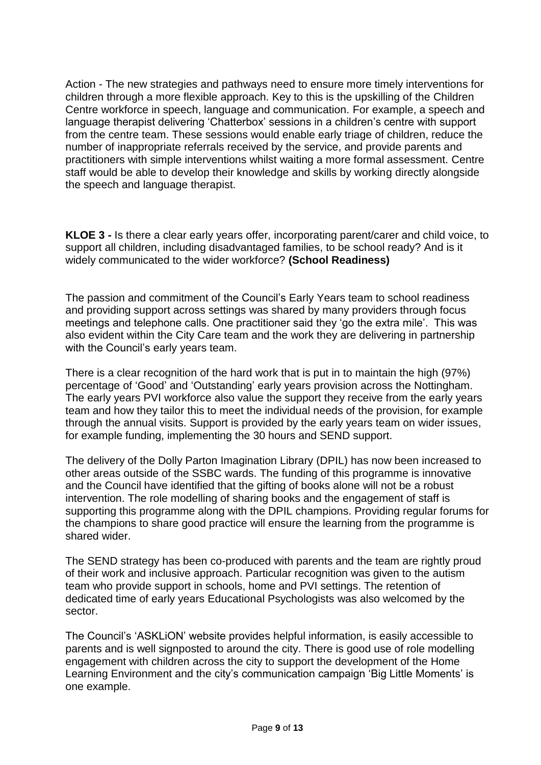Action - The new strategies and pathways need to ensure more timely interventions for children through a more flexible approach. Key to this is the upskilling of the Children Centre workforce in speech, language and communication. For example, a speech and language therapist delivering 'Chatterbox' sessions in a children's centre with support from the centre team. These sessions would enable early triage of children, reduce the number of inappropriate referrals received by the service, and provide parents and practitioners with simple interventions whilst waiting a more formal assessment. Centre staff would be able to develop their knowledge and skills by working directly alongside the speech and language therapist.

**KLOE 3 -** Is there a clear early years offer, incorporating parent/carer and child voice, to support all children, including disadvantaged families, to be school ready? And is it widely communicated to the wider workforce? **(School Readiness)**

The passion and commitment of the Council's Early Years team to school readiness and providing support across settings was shared by many providers through focus meetings and telephone calls. One practitioner said they 'go the extra mile'. This was also evident within the City Care team and the work they are delivering in partnership with the Council's early years team.

There is a clear recognition of the hard work that is put in to maintain the high (97%) percentage of 'Good' and 'Outstanding' early years provision across the Nottingham. The early years PVI workforce also value the support they receive from the early years team and how they tailor this to meet the individual needs of the provision, for example through the annual visits. Support is provided by the early years team on wider issues, for example funding, implementing the 30 hours and SEND support.

The delivery of the Dolly Parton Imagination Library (DPIL) has now been increased to other areas outside of the SSBC wards. The funding of this programme is innovative and the Council have identified that the gifting of books alone will not be a robust intervention. The role modelling of sharing books and the engagement of staff is supporting this programme along with the DPIL champions. Providing regular forums for the champions to share good practice will ensure the learning from the programme is shared wider.

The SEND strategy has been co-produced with parents and the team are rightly proud of their work and inclusive approach. Particular recognition was given to the autism team who provide support in schools, home and PVI settings. The retention of dedicated time of early years Educational Psychologists was also welcomed by the sector.

The Council's 'ASKLiON' website provides helpful information, is easily accessible to parents and is well signposted to around the city. There is good use of role modelling engagement with children across the city to support the development of the Home Learning Environment and the city's communication campaign 'Big Little Moments' is one example.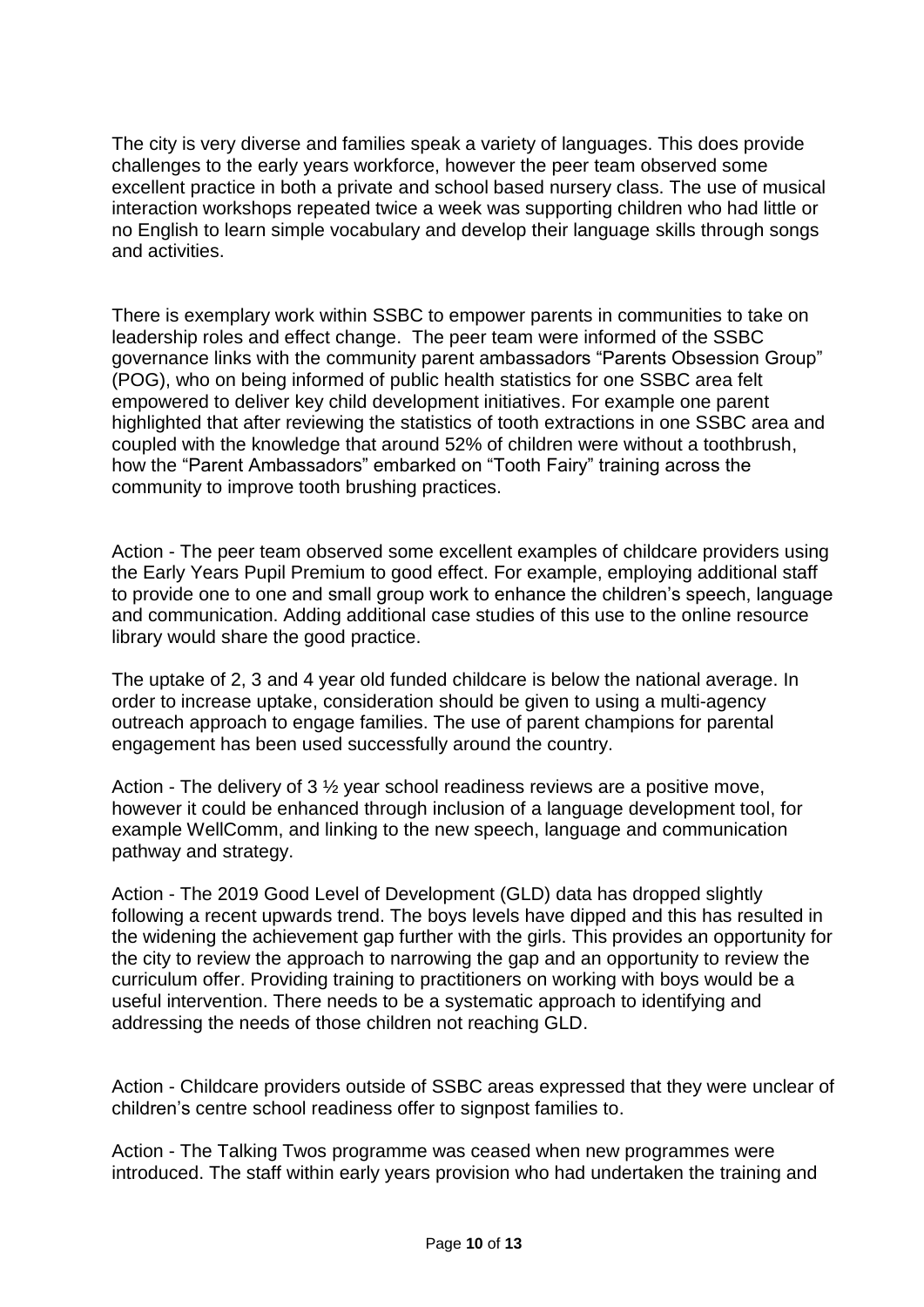The city is very diverse and families speak a variety of languages. This does provide challenges to the early years workforce, however the peer team observed some excellent practice in both a private and school based nursery class. The use of musical interaction workshops repeated twice a week was supporting children who had little or no English to learn simple vocabulary and develop their language skills through songs and activities.

There is exemplary work within SSBC to empower parents in communities to take on leadership roles and effect change. The peer team were informed of the SSBC governance links with the community parent ambassadors "Parents Obsession Group" (POG), who on being informed of public health statistics for one SSBC area felt empowered to deliver key child development initiatives. For example one parent highlighted that after reviewing the statistics of tooth extractions in one SSBC area and coupled with the knowledge that around 52% of children were without a toothbrush, how the "Parent Ambassadors" embarked on "Tooth Fairy" training across the community to improve tooth brushing practices.

Action - The peer team observed some excellent examples of childcare providers using the Early Years Pupil Premium to good effect. For example, employing additional staff to provide one to one and small group work to enhance the children's speech, language and communication. Adding additional case studies of this use to the online resource library would share the good practice.

The uptake of 2, 3 and 4 year old funded childcare is below the national average. In order to increase uptake, consideration should be given to using a multi-agency outreach approach to engage families. The use of parent champions for parental engagement has been used successfully around the country.

Action - The delivery of 3 ½ year school readiness reviews are a positive move, however it could be enhanced through inclusion of a language development tool, for example WellComm, and linking to the new speech, language and communication pathway and strategy.

Action - The 2019 Good Level of Development (GLD) data has dropped slightly following a recent upwards trend. The boys levels have dipped and this has resulted in the widening the achievement gap further with the girls. This provides an opportunity for the city to review the approach to narrowing the gap and an opportunity to review the curriculum offer. Providing training to practitioners on working with boys would be a useful intervention. There needs to be a systematic approach to identifying and addressing the needs of those children not reaching GLD.

Action - Childcare providers outside of SSBC areas expressed that they were unclear of children's centre school readiness offer to signpost families to.

Action - The Talking Twos programme was ceased when new programmes were introduced. The staff within early years provision who had undertaken the training and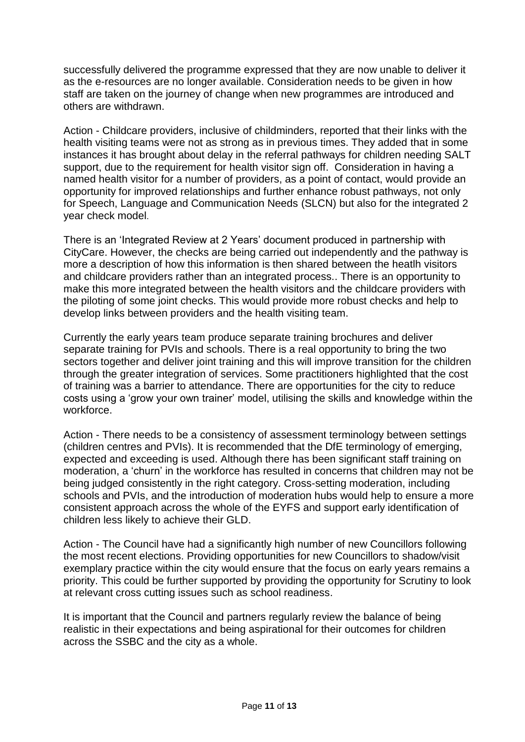successfully delivered the programme expressed that they are now unable to deliver it as the e-resources are no longer available. Consideration needs to be given in how staff are taken on the journey of change when new programmes are introduced and others are withdrawn.

Action - Childcare providers, inclusive of childminders, reported that their links with the health visiting teams were not as strong as in previous times. They added that in some instances it has brought about delay in the referral pathways for children needing SALT support, due to the requirement for health visitor sign off. Consideration in having a named health visitor for a number of providers, as a point of contact, would provide an opportunity for improved relationships and further enhance robust pathways, not only for Speech, Language and Communication Needs (SLCN) but also for the integrated 2 year check model.

There is an 'Integrated Review at 2 Years' document produced in partnership with CityCare. However, the checks are being carried out independently and the pathway is more a description of how this information is then shared between the heatlh visitors and childcare providers rather than an integrated process.. There is an opportunity to make this more integrated between the health visitors and the childcare providers with the piloting of some joint checks. This would provide more robust checks and help to develop links between providers and the health visiting team.

Currently the early years team produce separate training brochures and deliver separate training for PVIs and schools. There is a real opportunity to bring the two sectors together and deliver joint training and this will improve transition for the children through the greater integration of services. Some practitioners highlighted that the cost of training was a barrier to attendance. There are opportunities for the city to reduce costs using a 'grow your own trainer' model, utilising the skills and knowledge within the workforce.

Action - There needs to be a consistency of assessment terminology between settings (children centres and PVIs). It is recommended that the DfE terminology of emerging, expected and exceeding is used. Although there has been significant staff training on moderation, a 'churn' in the workforce has resulted in concerns that children may not be being judged consistently in the right category. Cross-setting moderation, including schools and PVIs, and the introduction of moderation hubs would help to ensure a more consistent approach across the whole of the EYFS and support early identification of children less likely to achieve their GLD.

Action - The Council have had a significantly high number of new Councillors following the most recent elections. Providing opportunities for new Councillors to shadow/visit exemplary practice within the city would ensure that the focus on early years remains a priority. This could be further supported by providing the opportunity for Scrutiny to look at relevant cross cutting issues such as school readiness.

It is important that the Council and partners regularly review the balance of being realistic in their expectations and being aspirational for their outcomes for children across the SSBC and the city as a whole.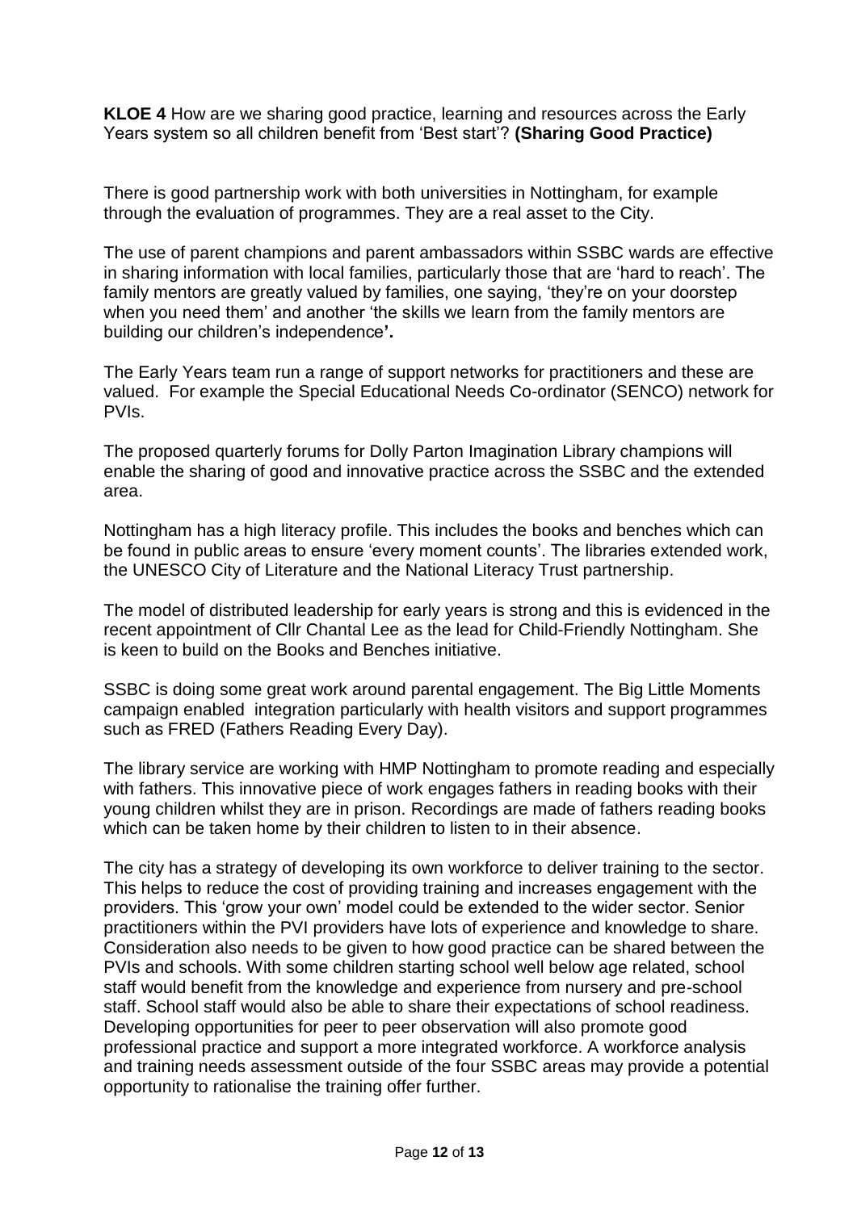**KLOE 4** How are we sharing good practice, learning and resources across the Early Years system so all children benefit from 'Best start'? **(Sharing Good Practice)**

There is good partnership work with both universities in Nottingham, for example through the evaluation of programmes. They are a real asset to the City.

The use of parent champions and parent ambassadors within SSBC wards are effective in sharing information with local families, particularly those that are 'hard to reach'. The family mentors are greatly valued by families, one saying, 'they're on your doorstep when you need them' and another 'the skills we learn from the family mentors are building our children's independence'.

The Early Years team run a range of support networks for practitioners and these are valued. For example the Special Educational Needs Co-ordinator (SENCO) network for PVIs.

The proposed quarterly forums for Dolly Parton Imagination Library champions will enable the sharing of good and innovative practice across the SSBC and the extended area.

Nottingham has a high literacy profile. This includes the books and benches which can be found in public areas to ensure 'every moment counts'. The libraries extended work, the UNESCO City of Literature and the National Literacy Trust partnership.

The model of distributed leadership for early years is strong and this is evidenced in the recent appointment of Cllr Chantal Lee as the lead for Child-Friendly Nottingham. She is keen to build on the Books and Benches initiative.

SSBC is doing some great work around parental engagement. The Big Little Moments campaign enabled integration particularly with health visitors and support programmes such as FRED (Fathers Reading Every Day).

The library service are working with HMP Nottingham to promote reading and especially with fathers. This innovative piece of work engages fathers in reading books with their young children whilst they are in prison. Recordings are made of fathers reading books which can be taken home by their children to listen to in their absence.

The city has a strategy of developing its own workforce to deliver training to the sector. This helps to reduce the cost of providing training and increases engagement with the providers. This 'grow your own' model could be extended to the wider sector. Senior practitioners within the PVI providers have lots of experience and knowledge to share. Consideration also needs to be given to how good practice can be shared between the PVIs and schools. With some children starting school well below age related, school staff would benefit from the knowledge and experience from nursery and pre-school staff. School staff would also be able to share their expectations of school readiness. Developing opportunities for peer to peer observation will also promote good professional practice and support a more integrated workforce. A workforce analysis and training needs assessment outside of the four SSBC areas may provide a potential opportunity to rationalise the training offer further.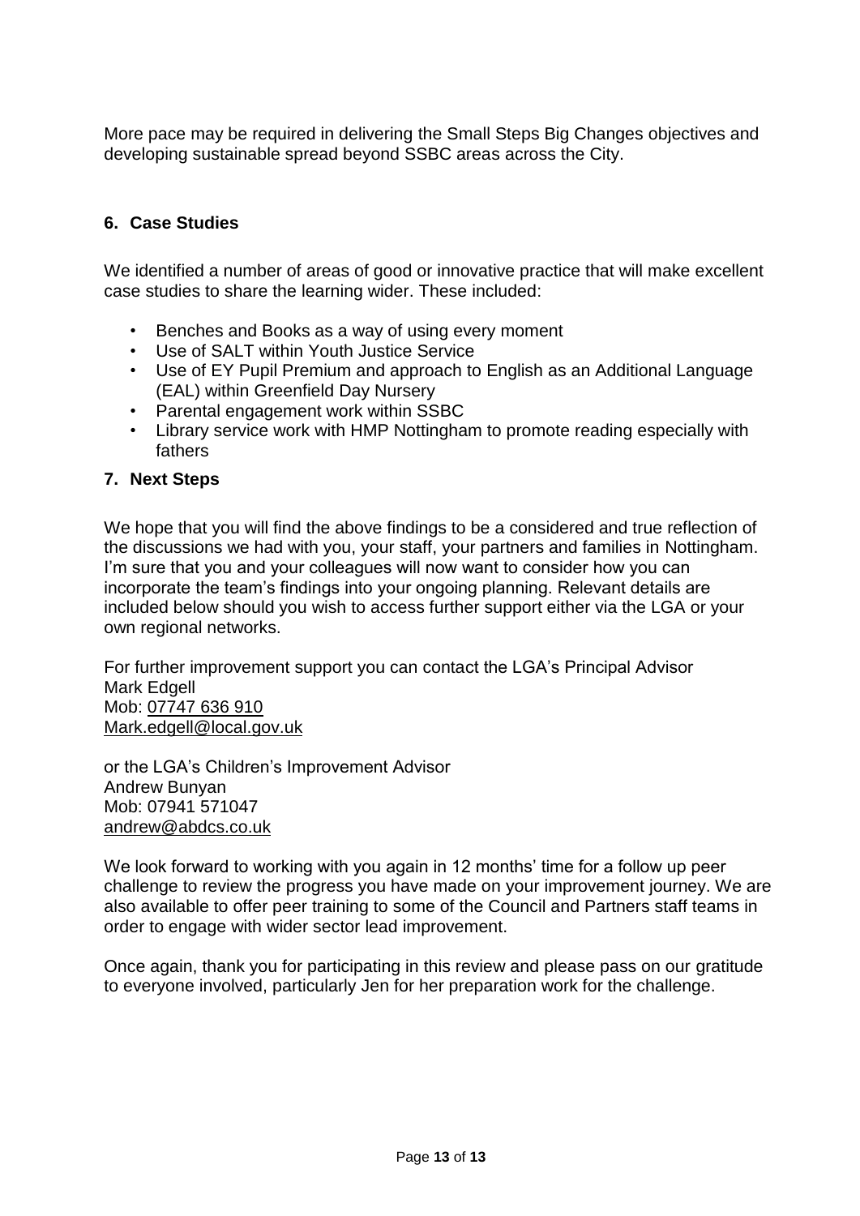More pace may be required in delivering the Small Steps Big Changes objectives and developing sustainable spread beyond SSBC areas across the City.

## 6. Case Studies

We identified a number of areas of good or innovative practice that will make excellent case studies to share the learning wider. These included:

- Benches and Books as a way of using every moment
- Use of SALT within Youth Justice Service
- Use of EY Pupil Premium and approach to English as an Additional Language (EAL) within Greenfield Day Nursery
- Parental engagement work within SSBC
- Library service work with HMP Nottingham to promote reading especially with fathers

## 7. Next Steps

We hope that you will find the above findings to be a considered and true reflection of the discussions we had with you, your staff, your partners and families in Nottingham. I'm sure that you and your colleagues will now want to consider how you can incorporate the team's findings into your ongoing planning. Relevant details are included below should you wish to access further support either via the LGA or your own regional networks.

For further improvement support you can contact the LGA's Principal Advisor
Mark Edgell
Mob: 07747 636 910
Mark.edgell@local.gov.uk

or the LGA's Children's Improvement Advisor
Andrew Bunyan
Mob: 07941 571047
andrew@abdcs.co.uk

We look forward to working with you again in 12 months' time for a follow up peer challenge to review the progress you have made on your improvement journey. We are also available to offer peer training to some of the Council and Partners staff teams in order to engage with wider sector lead improvement.

Once again, thank you for participating in this review and please pass on our gratitude to everyone involved, particularly Jen for her preparation work for the challenge.